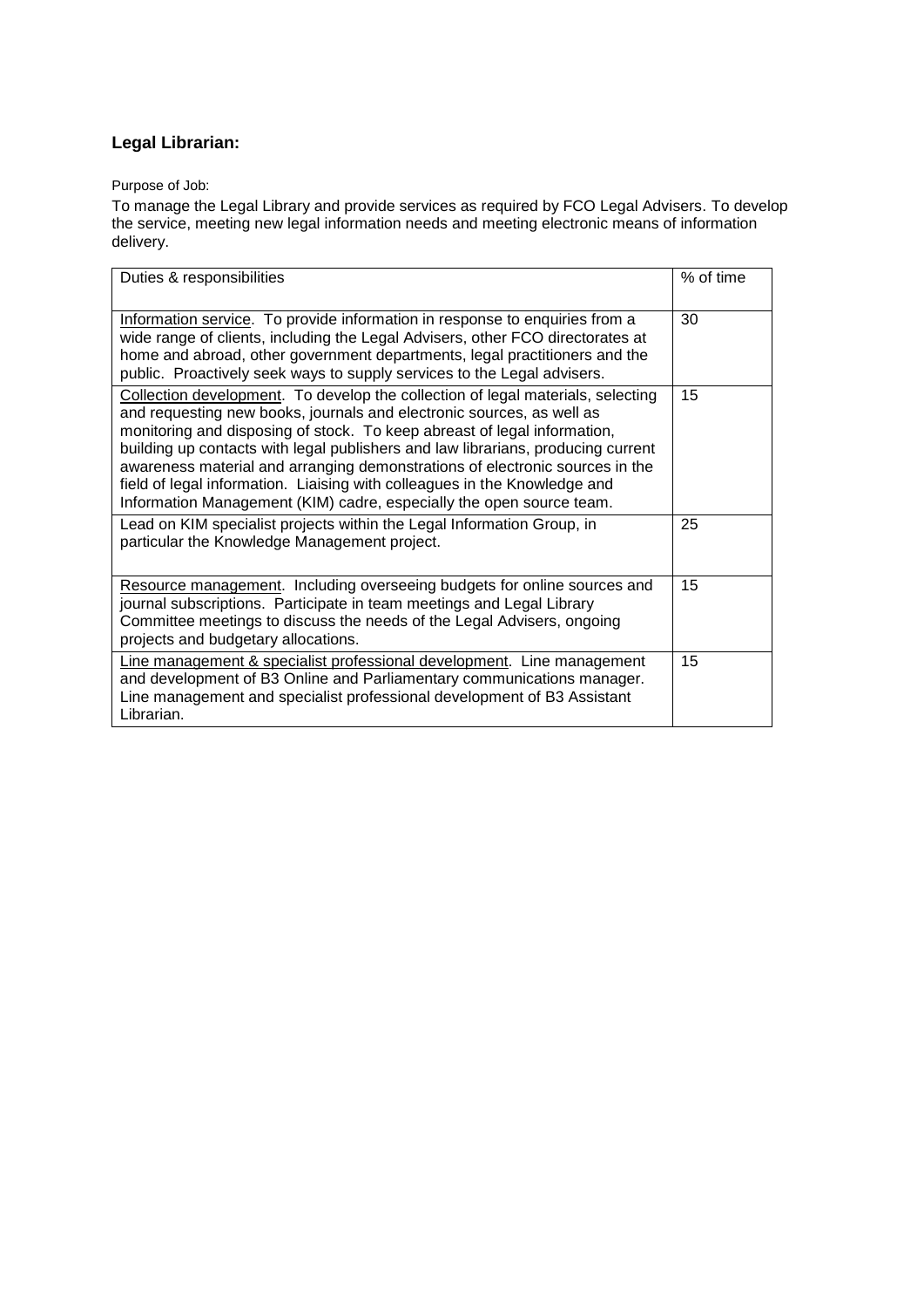## Legal Librarian:

Purpose of Job:

To manage the Legal Library and provide services as required by FCO Legal Advisers. To develop the service, meeting new legal information needs and meeting electronic means of information delivery.

| Duties & responsibilities | % of time |
|---|---|
| Information service. To provide information in response to enquiries from a wide range of clients, including the Legal Advisers, other FCO directorates at home and abroad, other government departments, legal practitioners and the public. Proactively seek ways to supply services to the Legal advisers. | 30 |
| Collection development. To develop the collection of legal materials, selecting and requesting new books, journals and electronic sources, as well as monitoring and disposing of stock. To keep abreast of legal information, building up contacts with legal publishers and law librarians, producing current awareness material and arranging demonstrations of electronic sources in the field of legal information. Liaising with colleagues in the Knowledge and Information Management (KIM) cadre, especially the open source team. | 15 |
| Lead on KIM specialist projects within the Legal Information Group, in particular the Knowledge Management project. | 25 |
| Resource management. Including overseeing budgets for online sources and journal subscriptions. Participate in team meetings and Legal Library Committee meetings to discuss the needs of the Legal Advisers, ongoing projects and budgetary allocations. | 15 |
| Line management & specialist professional development. Line management and development of B3 Online and Parliamentary communications manager. Line management and specialist professional development of B3 Assistant Librarian. | 15 |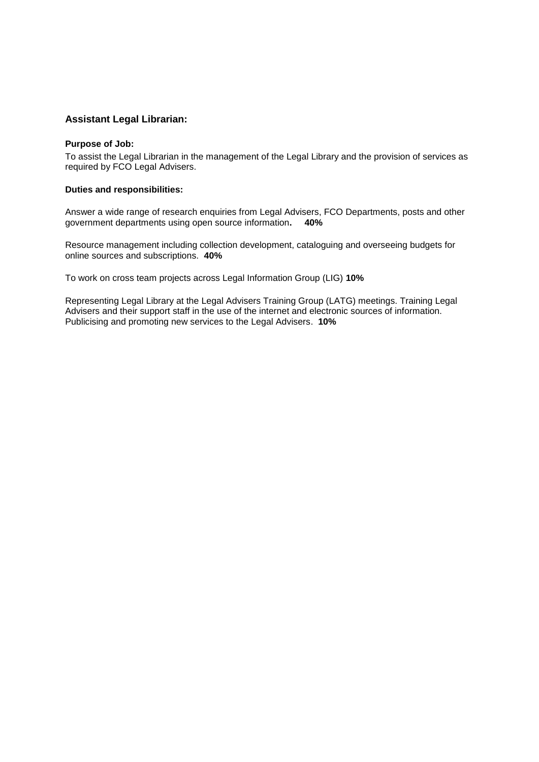### Assistant Legal Librarian:

**Purpose of Job:**

To assist the Legal Librarian in the management of the Legal Library and the provision of services as required by FCO Legal Advisers.

**Duties and responsibilities:**

Answer a wide range of research enquiries from Legal Advisers, FCO Departments, posts and other government departments using open source information**. 40%**

Resource management including collection development, cataloguing and overseeing budgets for online sources and subscriptions. **40%**

To work on cross team projects across Legal Information Group (LIG) **10%**

Representing Legal Library at the Legal Advisers Training Group (LATG) meetings. Training Legal Advisers and their support staff in the use of the internet and electronic sources of information. Publicising and promoting new services to the Legal Advisers. **10%**